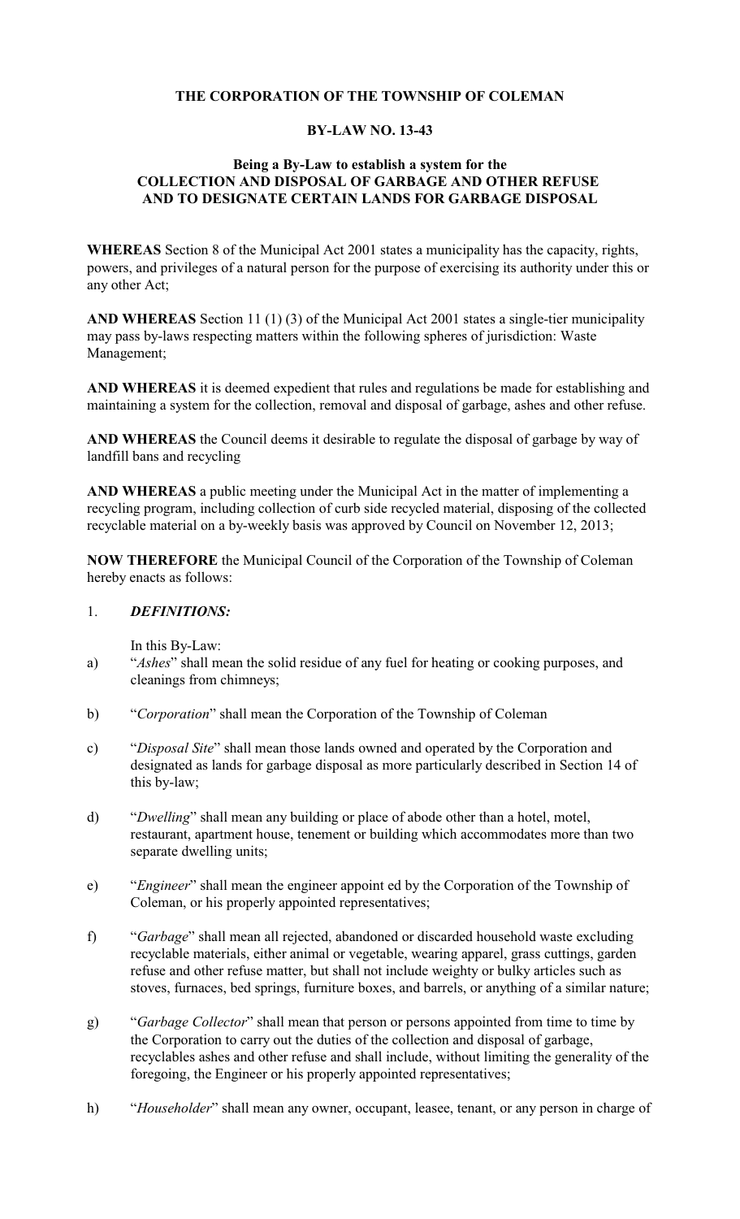**THE CORPORATION OF THE TOWNSHIP OF COLEMAN**

**BY-LAW NO. 13-43**

**Being a By-Law to establish a system for the COLLECTION AND DISPOSAL OF GARBAGE AND OTHER REFUSE AND TO DESIGNATE CERTAIN LANDS FOR GARBAGE DISPOSAL**

**WHEREAS** Section 8 of the Municipal Act 2001 states a municipality has the capacity, rights, powers, and privileges of a natural person for the purpose of exercising its authority under this or any other Act;

**AND WHEREAS** Section 11 (1) (3) of the Municipal Act 2001 states a single-tier municipality may pass by-laws respecting matters within the following spheres of jurisdiction: Waste Management;

**AND WHEREAS** it is deemed expedient that rules and regulations be made for establishing and maintaining a system for the collection, removal and disposal of garbage, ashes and other refuse.

**AND WHEREAS** the Council deems it desirable to regulate the disposal of garbage by way of landfill bans and recycling

**AND WHEREAS** a public meeting under the Municipal Act in the matter of implementing a recycling program, including collection of curb side recycled material, disposing of the collected recyclable material on a by-weekly basis was approved by Council on November 12, 2013;

**NOW THEREFORE** the Municipal Council of the Corporation of the Township of Coleman hereby enacts as follows:

1. ***DEFINITIONS:***

   In this By-Law:

a) "*Ashes*" shall mean the solid residue of any fuel for heating or cooking purposes, and cleanings from chimneys;

b) "*Corporation*" shall mean the Corporation of the Township of Coleman

c) "*Disposal Site*" shall mean those lands owned and operated by the Corporation and designated as lands for garbage disposal as more particularly described in Section 14 of this by-law;

d) "*Dwelling*" shall mean any building or place of abode other than a hotel, motel, restaurant, apartment house, tenement or building which accommodates more than two separate dwelling units;

e) "*Engineer*" shall mean the engineer appoint ed by the Corporation of the Township of Coleman, or his properly appointed representatives;

f) "*Garbage*" shall mean all rejected, abandoned or discarded household waste excluding recyclable materials, either animal or vegetable, wearing apparel, grass cuttings, garden refuse and other refuse matter, but shall not include weighty or bulky articles such as stoves, furnaces, bed springs, furniture boxes, and barrels, or anything of a similar nature;

g) "*Garbage Collector*" shall mean that person or persons appointed from time to time by the Corporation to carry out the duties of the collection and disposal of garbage, recyclables ashes and other refuse and shall include, without limiting the generality of the foregoing, the Engineer or his properly appointed representatives;

h) "*Householder*" shall mean any owner, occupant, leasee, tenant, or any person in charge of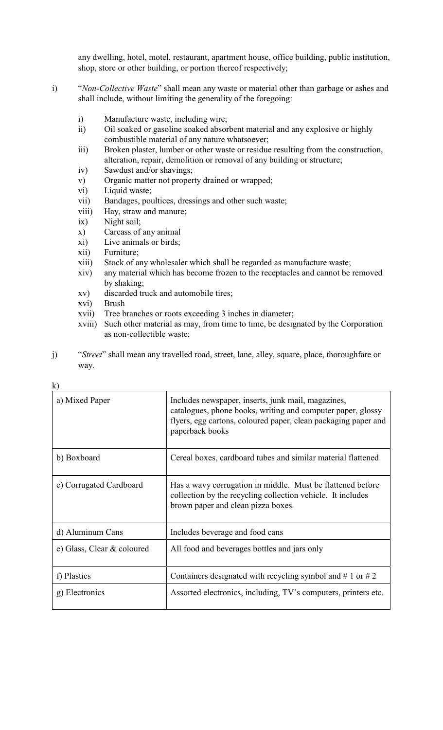any dwelling, hotel, motel, restaurant, apartment house, office building, public institution, shop, store or other building, or portion thereof respectively;

i) "*Non-Collective Waste*" shall mean any waste or material other than garbage or ashes and shall include, without limiting the generality of the foregoing:

   i) Manufacture waste, including wire;
   ii) Oil soaked or gasoline soaked absorbent material and any explosive or highly combustible material of any nature whatsoever;
   iii) Broken plaster, lumber or other waste or residue resulting from the construction, alteration, repair, demolition or removal of any building or structure;
   iv) Sawdust and/or shavings;
   v) Organic matter not property drained or wrapped;
   vi) Liquid waste;
   vii) Bandages, poultices, dressings and other such waste;
   viii) Hay, straw and manure;
   ix) Night soil;
   x) Carcass of any animal
   xi) Live animals or birds;
   xii) Furniture;
   xiii) Stock of any wholesaler which shall be regarded as manufacture waste;
   xiv) any material which has become frozen to the receptacles and cannot be removed by shaking;
   xv) discarded truck and automobile tires;
   xvi) Brush
   xvii) Tree branches or roots exceeding 3 inches in diameter;
   xviii) Such other material as may, from time to time, be designated by the Corporation as non-collectible waste;

j) "*Street*" shall mean any travelled road, street, lane, alley, square, place, thoroughfare or way.

k)

| | |
|---|---|
| a) Mixed Paper | Includes newspaper, inserts, junk mail, magazines, catalogues, phone books, writing and computer paper, glossy flyers, egg cartons, coloured paper, clean packaging paper and paperback books |
| b) Boxboard | Cereal boxes, cardboard tubes and similar material flattened |
| c) Corrugated Cardboard | Has a wavy corrugation in middle. Must be flattened before collection by the recycling collection vehicle. It includes brown paper and clean pizza boxes. |
| d) Aluminum Cans | Includes beverage and food cans |
| e) Glass, Clear & coloured | All food and beverages bottles and jars only |
| f) Plastics | Containers designated with recycling symbol and # 1 or # 2 |
| g) Electronics | Assorted electronics, including, TV's computers, printers etc. |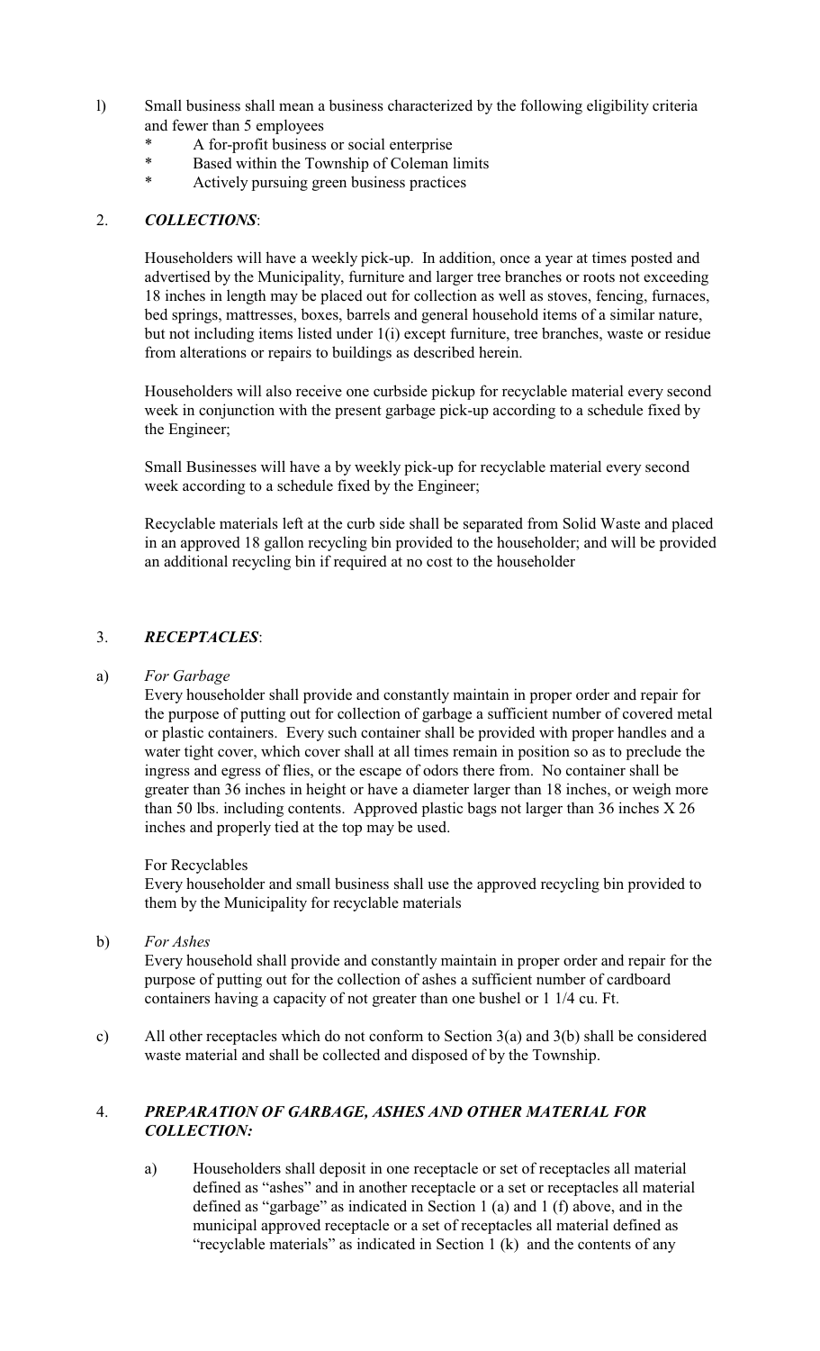l) Small business shall mean a business characterized by the following eligibility criteria and fewer than 5 employees

  * A for-profit business or social enterprise
  * Based within the Township of Coleman limits
  * Actively pursuing green business practices

2. ***COLLECTIONS***:

Householders will have a weekly pick-up. In addition, once a year at times posted and advertised by the Municipality, furniture and larger tree branches or roots not exceeding 18 inches in length may be placed out for collection as well as stoves, fencing, furnaces, bed springs, mattresses, boxes, barrels and general household items of a similar nature, but not including items listed under 1(i) except furniture, tree branches, waste or residue from alterations or repairs to buildings as described herein.

Householders will also receive one curbside pickup for recyclable material every second week in conjunction with the present garbage pick-up according to a schedule fixed by the Engineer;

Small Businesses will have a by weekly pick-up for recyclable material every second week according to a schedule fixed by the Engineer;

Recyclable materials left at the curb side shall be separated from Solid Waste and placed in an approved 18 gallon recycling bin provided to the householder; and will be provided an additional recycling bin if required at no cost to the householder

3. ***RECEPTACLES***:

a) *For Garbage*

Every householder shall provide and constantly maintain in proper order and repair for the purpose of putting out for collection of garbage a sufficient number of covered metal or plastic containers. Every such container shall be provided with proper handles and a water tight cover, which cover shall at all times remain in position so as to preclude the ingress and egress of flies, or the escape of odors there from. No container shall be greater than 36 inches in height or have a diameter larger than 18 inches, or weigh more than 50 lbs. including contents. Approved plastic bags not larger than 36 inches X 26 inches and properly tied at the top may be used.

For Recyclables

Every householder and small business shall use the approved recycling bin provided to them by the Municipality for recyclable materials

b) *For Ashes*

Every household shall provide and constantly maintain in proper order and repair for the purpose of putting out for the collection of ashes a sufficient number of cardboard containers having a capacity of not greater than one bushel or 1 1/4 cu. Ft.

c) All other receptacles which do not conform to Section 3(a) and 3(b) shall be considered waste material and shall be collected and disposed of by the Township.

4. ***PREPARATION OF GARBAGE, ASHES AND OTHER MATERIAL FOR COLLECTION:***

a) Householders shall deposit in one receptacle or set of receptacles all material defined as "ashes" and in another receptacle or a set or receptacles all material defined as "garbage" as indicated in Section 1 (a) and 1 (f) above, and in the municipal approved receptacle or a set of receptacles all material defined as "recyclable materials" as indicated in Section 1 (k) and the contents of any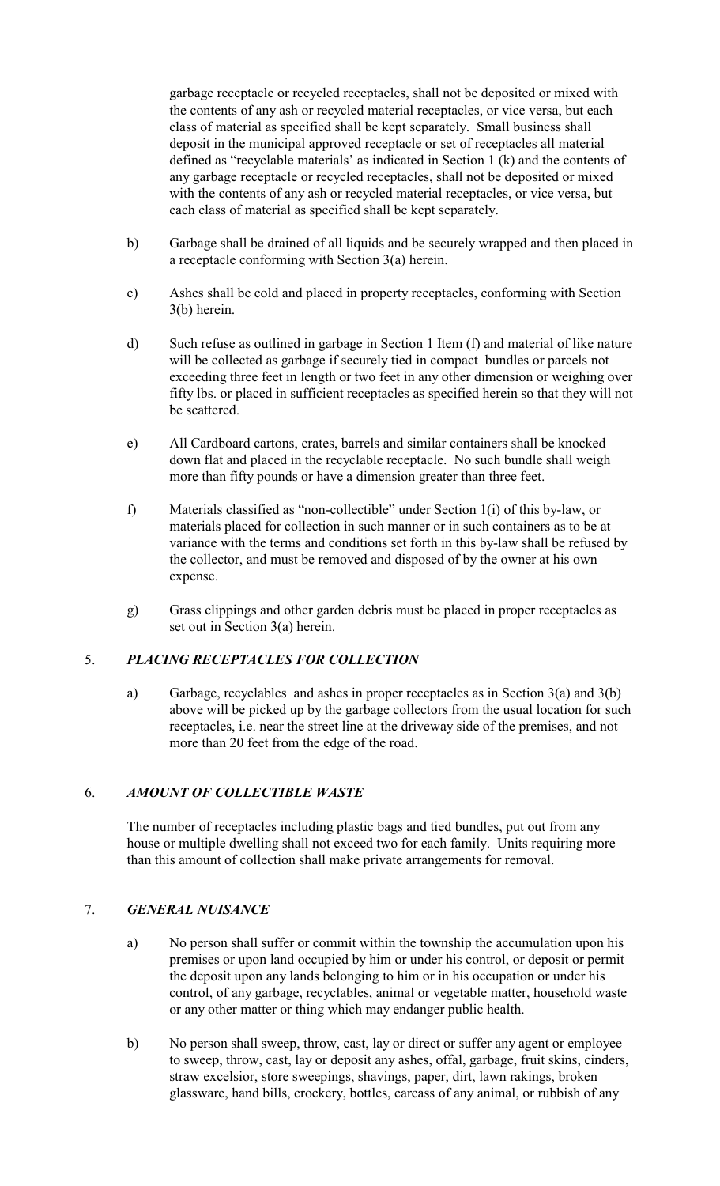garbage receptacle or recycled receptacles, shall not be deposited or mixed with the contents of any ash or recycled material receptacles, or vice versa, but each class of material as specified shall be kept separately. Small business shall deposit in the municipal approved receptacle or set of receptacles all material defined as "recyclable materials' as indicated in Section 1 (k) and the contents of any garbage receptacle or recycled receptacles, shall not be deposited or mixed with the contents of any ash or recycled material receptacles, or vice versa, but each class of material as specified shall be kept separately.

b) Garbage shall be drained of all liquids and be securely wrapped and then placed in a receptacle conforming with Section 3(a) herein.

c) Ashes shall be cold and placed in property receptacles, conforming with Section 3(b) herein.

d) Such refuse as outlined in garbage in Section 1 Item (f) and material of like nature will be collected as garbage if securely tied in compact bundles or parcels not exceeding three feet in length or two feet in any other dimension or weighing over fifty lbs. or placed in sufficient receptacles as specified herein so that they will not be scattered.

e) All Cardboard cartons, crates, barrels and similar containers shall be knocked down flat and placed in the recyclable receptacle. No such bundle shall weigh more than fifty pounds or have a dimension greater than three feet.

f) Materials classified as "non-collectible" under Section 1(i) of this by-law, or materials placed for collection in such manner or in such containers as to be at variance with the terms and conditions set forth in this by-law shall be refused by the collector, and must be removed and disposed of by the owner at his own expense.

g) Grass clippings and other garden debris must be placed in proper receptacles as set out in Section 3(a) herein.

## 5. *PLACING RECEPTACLES FOR COLLECTION*

a) Garbage, recyclables and ashes in proper receptacles as in Section 3(a) and 3(b) above will be picked up by the garbage collectors from the usual location for such receptacles, i.e. near the street line at the driveway side of the premises, and not more than 20 feet from the edge of the road.

## 6. *AMOUNT OF COLLECTIBLE WASTE*

The number of receptacles including plastic bags and tied bundles, put out from any house or multiple dwelling shall not exceed two for each family. Units requiring more than this amount of collection shall make private arrangements for removal.

## 7. *GENERAL NUISANCE*

a) No person shall suffer or commit within the township the accumulation upon his premises or upon land occupied by him or under his control, or deposit or permit the deposit upon any lands belonging to him or in his occupation or under his control, of any garbage, recyclables, animal or vegetable matter, household waste or any other matter or thing which may endanger public health.

b) No person shall sweep, throw, cast, lay or direct or suffer any agent or employee to sweep, throw, cast, lay or deposit any ashes, offal, garbage, fruit skins, cinders, straw excelsior, store sweepings, shavings, paper, dirt, lawn rakings, broken glassware, hand bills, crockery, bottles, carcass of any animal, or rubbish of any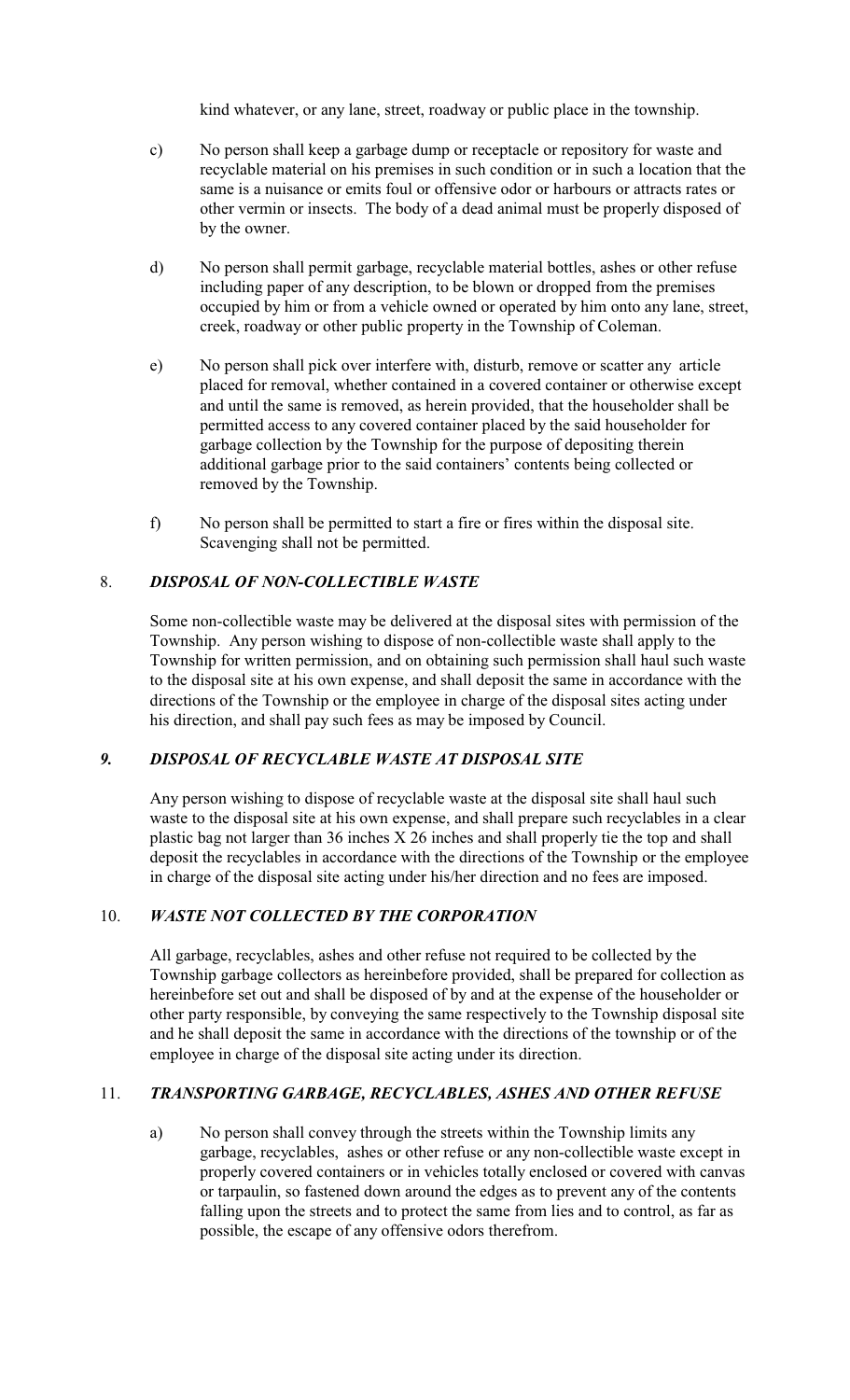kind whatever, or any lane, street, roadway or public place in the township.

c) No person shall keep a garbage dump or receptacle or repository for waste and recyclable material on his premises in such condition or in such a location that the same is a nuisance or emits foul or offensive odor or harbours or attracts rates or other vermin or insects. The body of a dead animal must be properly disposed of by the owner.

d) No person shall permit garbage, recyclable material bottles, ashes or other refuse including paper of any description, to be blown or dropped from the premises occupied by him or from a vehicle owned or operated by him onto any lane, street, creek, roadway or other public property in the Township of Coleman.

e) No person shall pick over interfere with, disturb, remove or scatter any article placed for removal, whether contained in a covered container or otherwise except and until the same is removed, as herein provided, that the householder shall be permitted access to any covered container placed by the said householder for garbage collection by the Township for the purpose of depositing therein additional garbage prior to the said containers' contents being collected or removed by the Township.

f) No person shall be permitted to start a fire or fires within the disposal site. Scavenging shall not be permitted.

## 8. ***DISPOSAL OF NON-COLLECTIBLE WASTE***

Some non-collectible waste may be delivered at the disposal sites with permission of the Township. Any person wishing to dispose of non-collectible waste shall apply to the Township for written permission, and on obtaining such permission shall haul such waste to the disposal site at his own expense, and shall deposit the same in accordance with the directions of the Township or the employee in charge of the disposal sites acting under his direction, and shall pay such fees as may be imposed by Council.

## *9.* ***DISPOSAL OF RECYCLABLE WASTE AT DISPOSAL SITE***

Any person wishing to dispose of recyclable waste at the disposal site shall haul such waste to the disposal site at his own expense, and shall prepare such recyclables in a clear plastic bag not larger than 36 inches X 26 inches and shall properly tie the top and shall deposit the recyclables in accordance with the directions of the Township or the employee in charge of the disposal site acting under his/her direction and no fees are imposed.

## 10. ***WASTE NOT COLLECTED BY THE CORPORATION***

All garbage, recyclables, ashes and other refuse not required to be collected by the Township garbage collectors as hereinbefore provided, shall be prepared for collection as hereinbefore set out and shall be disposed of by and at the expense of the householder or other party responsible, by conveying the same respectively to the Township disposal site and he shall deposit the same in accordance with the directions of the township or of the employee in charge of the disposal site acting under its direction.

## 11. ***TRANSPORTING GARBAGE, RECYCLABLES, ASHES AND OTHER REFUSE***

a) No person shall convey through the streets within the Township limits any garbage, recyclables, ashes or other refuse or any non-collectible waste except in properly covered containers or in vehicles totally enclosed or covered with canvas or tarpaulin, so fastened down around the edges as to prevent any of the contents falling upon the streets and to protect the same from lies and to control, as far as possible, the escape of any offensive odors therefrom.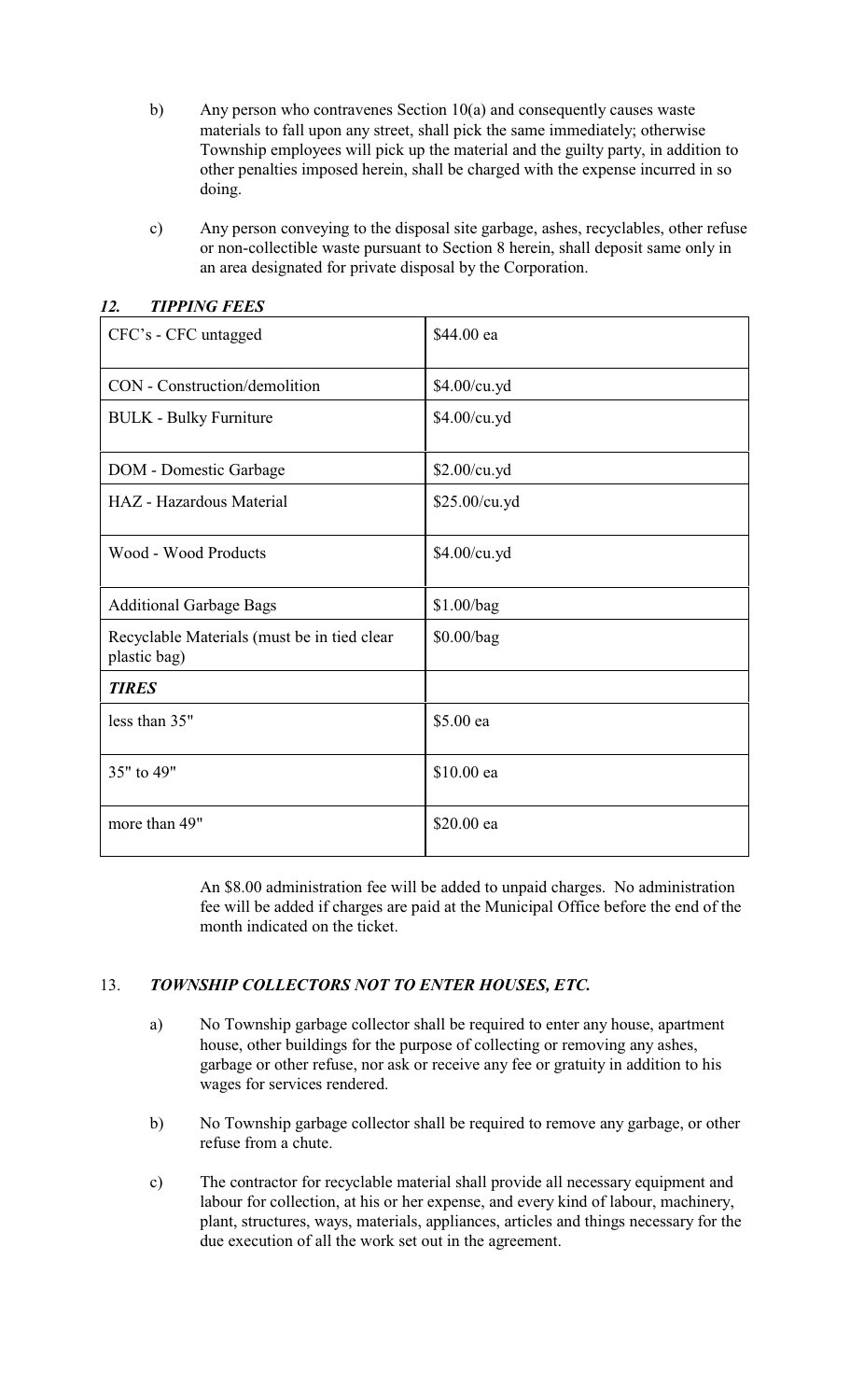b) Any person who contravenes Section 10(a) and consequently causes waste materials to fall upon any street, shall pick the same immediately; otherwise Township employees will pick up the material and the guilty party, in addition to other penalties imposed herein, shall be charged with the expense incurred in so doing.

c) Any person conveying to the disposal site garbage, ashes, recyclables, other refuse or non-collectible waste pursuant to Section 8 herein, shall deposit same only in an area designated for private disposal by the Corporation.

### *12. TIPPING FEES*

| | |
|---|---|
| CFC's - CFC untagged | $44.00 ea |
| CON - Construction/demolition | $4.00/cu.yd |
| BULK - Bulky Furniture | $4.00/cu.yd |
| DOM - Domestic Garbage | $2.00/cu.yd |
| HAZ - Hazardous Material | $25.00/cu.yd |
| Wood - Wood Products | $4.00/cu.yd |
| Additional Garbage Bags | $1.00/bag |
| Recyclable Materials (must be in tied clear plastic bag) | $0.00/bag |
| ***TIRES*** | |
| less than 35" | $5.00 ea |
| 35" to 49" | $10.00 ea |
| more than 49" | $20.00 ea |

An $8.00 administration fee will be added to unpaid charges. No administration fee will be added if charges are paid at the Municipal Office before the end of the month indicated on the ticket.

### 13. *TOWNSHIP COLLECTORS NOT TO ENTER HOUSES, ETC.*

a) No Township garbage collector shall be required to enter any house, apartment house, other buildings for the purpose of collecting or removing any ashes, garbage or other refuse, nor ask or receive any fee or gratuity in addition to his wages for services rendered.

b) No Township garbage collector shall be required to remove any garbage, or other refuse from a chute.

c) The contractor for recyclable material shall provide all necessary equipment and labour for collection, at his or her expense, and every kind of labour, machinery, plant, structures, ways, materials, appliances, articles and things necessary for the due execution of all the work set out in the agreement.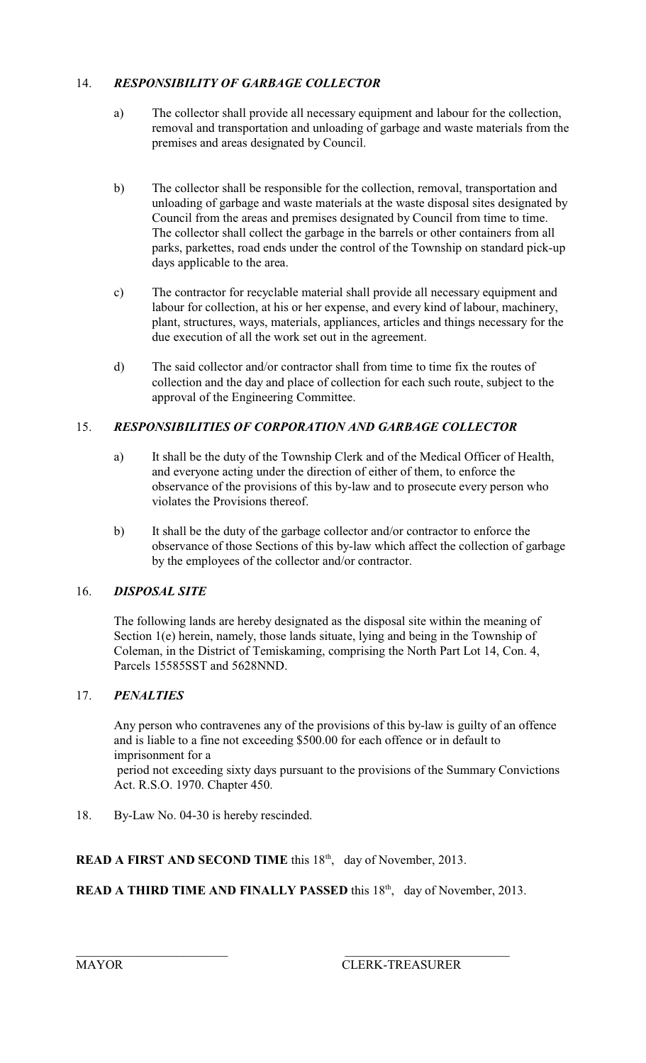14. ***RESPONSIBILITY OF GARBAGE COLLECTOR***

a) The collector shall provide all necessary equipment and labour for the collection, removal and transportation and unloading of garbage and waste materials from the premises and areas designated by Council.

b) The collector shall be responsible for the collection, removal, transportation and unloading of garbage and waste materials at the waste disposal sites designated by Council from the areas and premises designated by Council from time to time. The collector shall collect the garbage in the barrels or other containers from all parks, parkettes, road ends under the control of the Township on standard pick-up days applicable to the area.

c) The contractor for recyclable material shall provide all necessary equipment and labour for collection, at his or her expense, and every kind of labour, machinery, plant, structures, ways, materials, appliances, articles and things necessary for the due execution of all the work set out in the agreement.

d) The said collector and/or contractor shall from time to time fix the routes of collection and the day and place of collection for each such route, subject to the approval of the Engineering Committee.

15. ***RESPONSIBILITIES OF CORPORATION AND GARBAGE COLLECTOR***

a) It shall be the duty of the Township Clerk and of the Medical Officer of Health, and everyone acting under the direction of either of them, to enforce the observance of the provisions of this by-law and to prosecute every person who violates the Provisions thereof.

b) It shall be the duty of the garbage collector and/or contractor to enforce the observance of those Sections of this by-law which affect the collection of garbage by the employees of the collector and/or contractor.

16. ***DISPOSAL SITE***

The following lands are hereby designated as the disposal site within the meaning of Section 1(e) herein, namely, those lands situate, lying and being in the Township of Coleman, in the District of Temiskaming, comprising the North Part Lot 14, Con. 4, Parcels 15585SST and 5628NND.

17. ***PENALTIES***

Any person who contravenes any of the provisions of this by-law is guilty of an offence and is liable to a fine not exceeding $500.00 for each offence or in default to imprisonment for a period not exceeding sixty days pursuant to the provisions of the Summary Convictions Act. R.S.O. 1970. Chapter 450.

18. By-Law No. 04-30 is hereby rescinded.

**READ A FIRST AND SECOND TIME** this 18th, day of November, 2013.

**READ A THIRD TIME AND FINALLY PASSED** this 18th, day of November, 2013.

\_\_\_\_\_\_\_\_\_\_\_\_\_\_\_\_\_\_\_\_\_\_\_\_ \_\_\_\_\_\_\_\_\_\_\_\_\_\_\_\_\_\_\_\_\_\_\_\_

MAYOR CLERK-TREASURER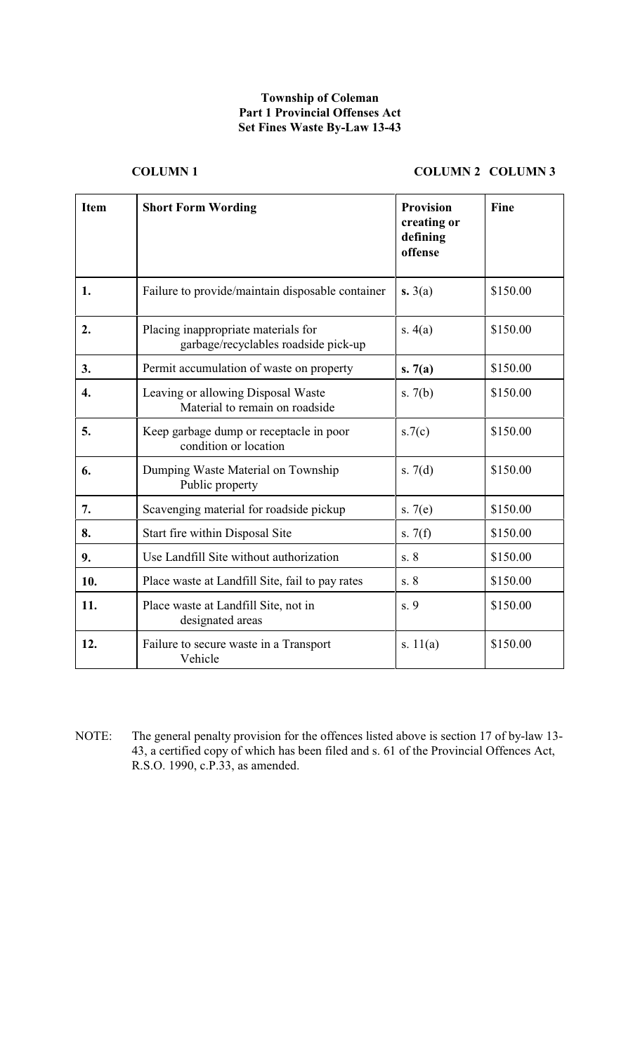**Township of Coleman**
**Part 1 Provincial Offenses Act**
**Set Fines Waste By-Law 13-43**

**COLUMN 1** **COLUMN 2 COLUMN 3**

| Item | Short Form Wording | Provision creating or defining offense | Fine |
|---|---|---|---|
| **1.** | Failure to provide/maintain disposable container | **s.** 3(a) | $150.00 |
| **2.** | Placing inappropriate materials for garbage/recyclables roadside pick-up | s. 4(a) | $150.00 |
| **3.** | Permit accumulation of waste on property | **s. 7(a)** | $150.00 |
| **4.** | Leaving or allowing Disposal Waste Material to remain on roadside | s. 7(b) | $150.00 |
| **5.** | Keep garbage dump or receptacle in poor condition or location | s.7(c) | $150.00 |
| **6.** | Dumping Waste Material on Township Public property | s. 7(d) | $150.00 |
| **7.** | Scavenging material for roadside pickup | s. 7(e) | $150.00 |
| **8.** | Start fire within Disposal Site | s. 7(f) | $150.00 |
| **9.** | Use Landfill Site without authorization | s. 8 | $150.00 |
| **10.** | Place waste at Landfill Site, fail to pay rates | s. 8 | $150.00 |
| **11.** | Place waste at Landfill Site, not in designated areas | s. 9 | $150.00 |
| **12.** | Failure to secure waste in a Transport Vehicle | s. 11(a) | $150.00 |

NOTE: The general penalty provision for the offences listed above is section 17 of by-law 13-43, a certified copy of which has been filed and s. 61 of the Provincial Offences Act, R.S.O. 1990, c.P.33, as amended.